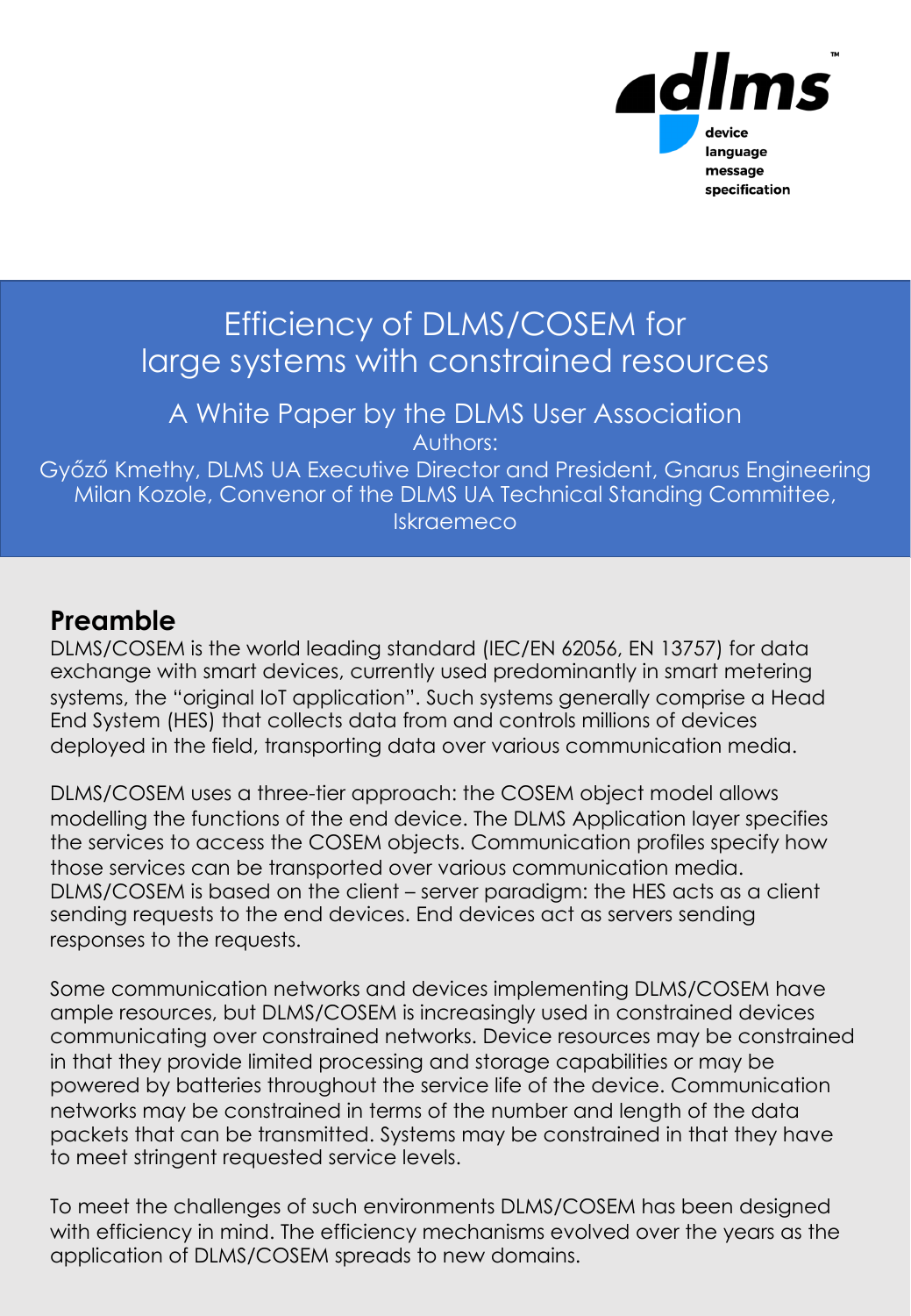dlms™
device
language
message
specification

# Efficiency of DLMS/COSEM for large systems with constrained resources

A White Paper by the DLMS User Association

Authors:

Győző Kmethy, DLMS UA Executive Director and President, Gnarus Engineering
Milan Kozole, Convenor of the DLMS UA Technical Standing Committee, Iskraemeco

## Preamble

DLMS/COSEM is the world leading standard (IEC/EN 62056, EN 13757) for data exchange with smart devices, currently used predominantly in smart metering systems, the "original IoT application". Such systems generally comprise a Head End System (HES) that collects data from and controls millions of devices deployed in the field, transporting data over various communication media.

DLMS/COSEM uses a three-tier approach: the COSEM object model allows modelling the functions of the end device. The DLMS Application layer specifies the services to access the COSEM objects. Communication profiles specify how those services can be transported over various communication media. DLMS/COSEM is based on the client – server paradigm: the HES acts as a client sending requests to the end devices. End devices act as servers sending responses to the requests.

Some communication networks and devices implementing DLMS/COSEM have ample resources, but DLMS/COSEM is increasingly used in constrained devices communicating over constrained networks. Device resources may be constrained in that they provide limited processing and storage capabilities or may be powered by batteries throughout the service life of the device. Communication networks may be constrained in terms of the number and length of the data packets that can be transmitted. Systems may be constrained in that they have to meet stringent requested service levels.

To meet the challenges of such environments DLMS/COSEM has been designed with efficiency in mind. The efficiency mechanisms evolved over the years as the application of DLMS/COSEM spreads to new domains.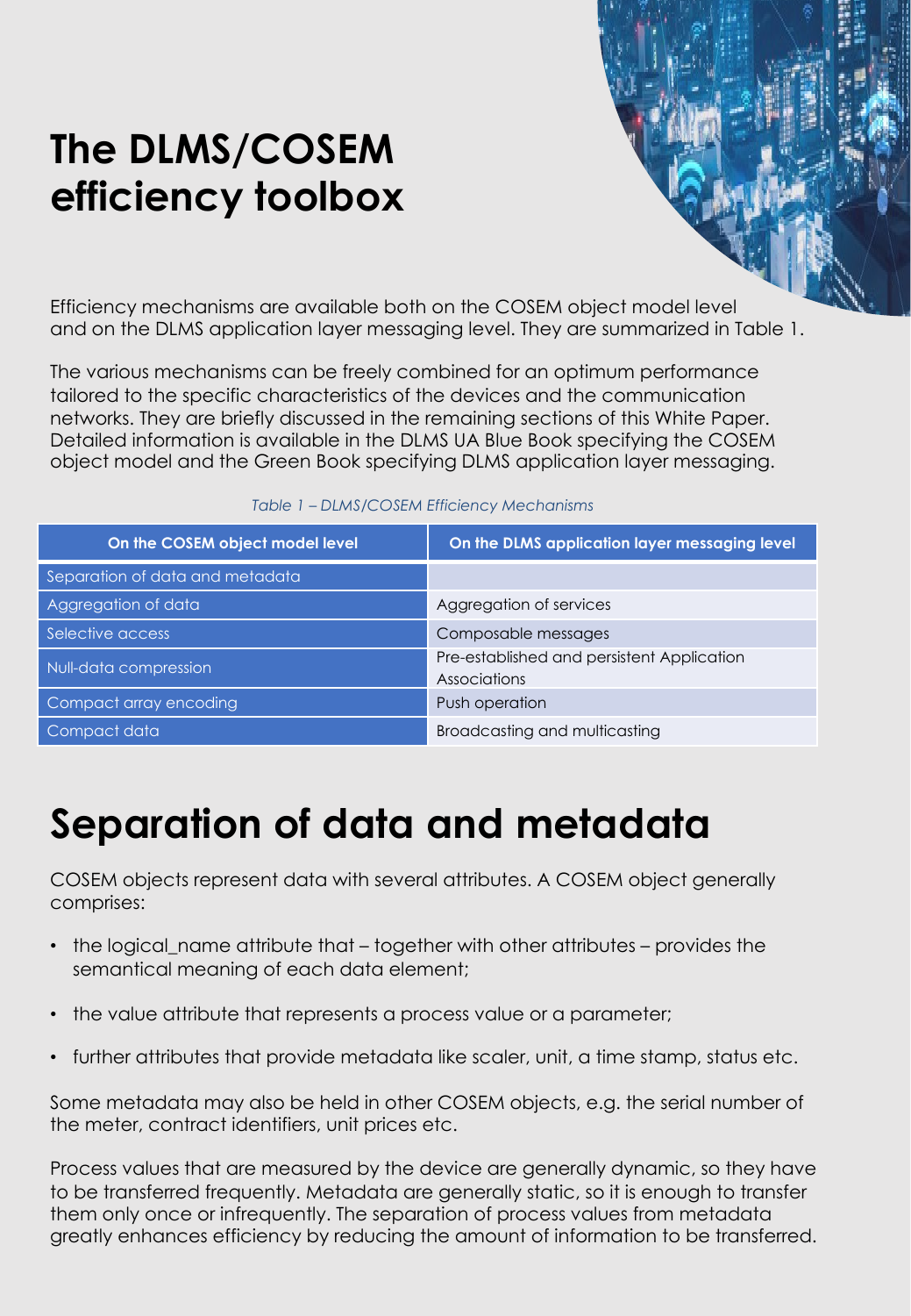# The DLMS/COSEM efficiency toolbox

Efficiency mechanisms are available both on the COSEM object model level and on the DLMS application layer messaging level. They are summarized in Table 1.

The various mechanisms can be freely combined for an optimum performance tailored to the specific characteristics of the devices and the communication networks. They are briefly discussed in the remaining sections of this White Paper. Detailed information is available in the DLMS UA Blue Book specifying the COSEM object model and the Green Book specifying DLMS application layer messaging.

*Table 1 – DLMS/COSEM Efficiency Mechanisms*

| On the COSEM object model level | On the DLMS application layer messaging level |
|---|---|
| Separation of data and metadata | |
| Aggregation of data | Aggregation of services |
| Selective access | Composable messages |
| Null-data compression | Pre-established and persistent Application Associations |
| Compact array encoding | Push operation |
| Compact data | Broadcasting and multicasting |

# Separation of data and metadata

COSEM objects represent data with several attributes. A COSEM object generally comprises:

- the logical_name attribute that – together with other attributes – provides the semantical meaning of each data element;
- the value attribute that represents a process value or a parameter;
- further attributes that provide metadata like scaler, unit, a time stamp, status etc.

Some metadata may also be held in other COSEM objects, e.g. the serial number of the meter, contract identifiers, unit prices etc.

Process values that are measured by the device are generally dynamic, so they have to be transferred frequently. Metadata are generally static, so it is enough to transfer them only once or infrequently. The separation of process values from metadata greatly enhances efficiency by reducing the amount of information to be transferred.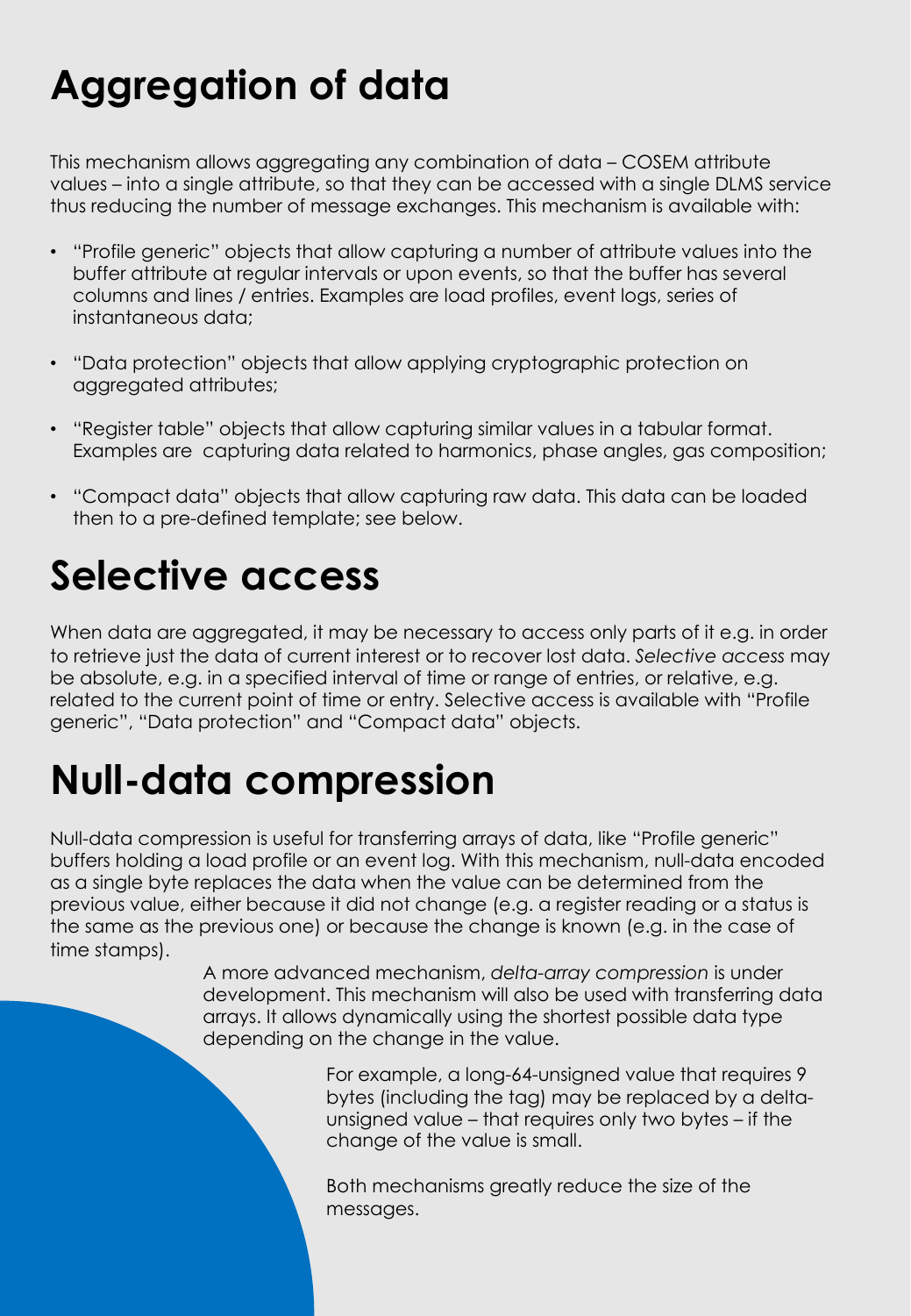# Aggregation of data

This mechanism allows aggregating any combination of data – COSEM attribute values – into a single attribute, so that they can be accessed with a single DLMS service thus reducing the number of message exchanges. This mechanism is available with:

- "Profile generic" objects that allow capturing a number of attribute values into the buffer attribute at regular intervals or upon events, so that the buffer has several columns and lines / entries. Examples are load profiles, event logs, series of instantaneous data;
- "Data protection" objects that allow applying cryptographic protection on aggregated attributes;
- "Register table" objects that allow capturing similar values in a tabular format. Examples are capturing data related to harmonics, phase angles, gas composition;
- "Compact data" objects that allow capturing raw data. This data can be loaded then to a pre-defined template; see below.

# Selective access

When data are aggregated, it may be necessary to access only parts of it e.g. in order to retrieve just the data of current interest or to recover lost data. *Selective access* may be absolute, e.g. in a specified interval of time or range of entries, or relative, e.g. related to the current point of time or entry. Selective access is available with "Profile generic", "Data protection" and "Compact data" objects.

# Null-data compression

Null-data compression is useful for transferring arrays of data, like "Profile generic" buffers holding a load profile or an event log. With this mechanism, null-data encoded as a single byte replaces the data when the value can be determined from the previous value, either because it did not change (e.g. a register reading or a status is the same as the previous one) or because the change is known (e.g. in the case of time stamps).

A more advanced mechanism, *delta-array compression* is under development. This mechanism will also be used with transferring data arrays. It allows dynamically using the shortest possible data type depending on the change in the value.

For example, a long-64-unsigned value that requires 9 bytes (including the tag) may be replaced by a delta-unsigned value – that requires only two bytes – if the change of the value is small.

Both mechanisms greatly reduce the size of the messages.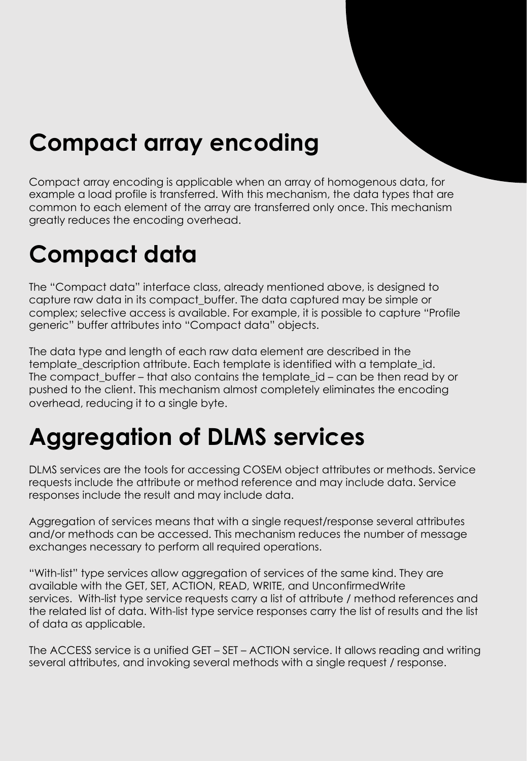# Compact array encoding

Compact array encoding is applicable when an array of homogenous data, for example a load profile is transferred. With this mechanism, the data types that are common to each element of the array are transferred only once. This mechanism greatly reduces the encoding overhead.

# Compact data

The "Compact data" interface class, already mentioned above, is designed to capture raw data in its compact_buffer. The data captured may be simple or complex; selective access is available. For example, it is possible to capture "Profile generic" buffer attributes into "Compact data" objects.

The data type and length of each raw data element are described in the template_description attribute. Each template is identified with a template_id. The compact_buffer – that also contains the template_id – can be then read by or pushed to the client. This mechanism almost completely eliminates the encoding overhead, reducing it to a single byte.

# Aggregation of DLMS services

DLMS services are the tools for accessing COSEM object attributes or methods. Service requests include the attribute or method reference and may include data. Service responses include the result and may include data.

Aggregation of services means that with a single request/response several attributes and/or methods can be accessed. This mechanism reduces the number of message exchanges necessary to perform all required operations.

"With-list" type services allow aggregation of services of the same kind. They are available with the GET, SET, ACTION, READ, WRITE, and UnconfirmedWrite services. With-list type service requests carry a list of attribute / method references and the related list of data. With-list type service responses carry the list of results and the list of data as applicable.

The ACCESS service is a unified GET – SET – ACTION service. It allows reading and writing several attributes, and invoking several methods with a single request / response.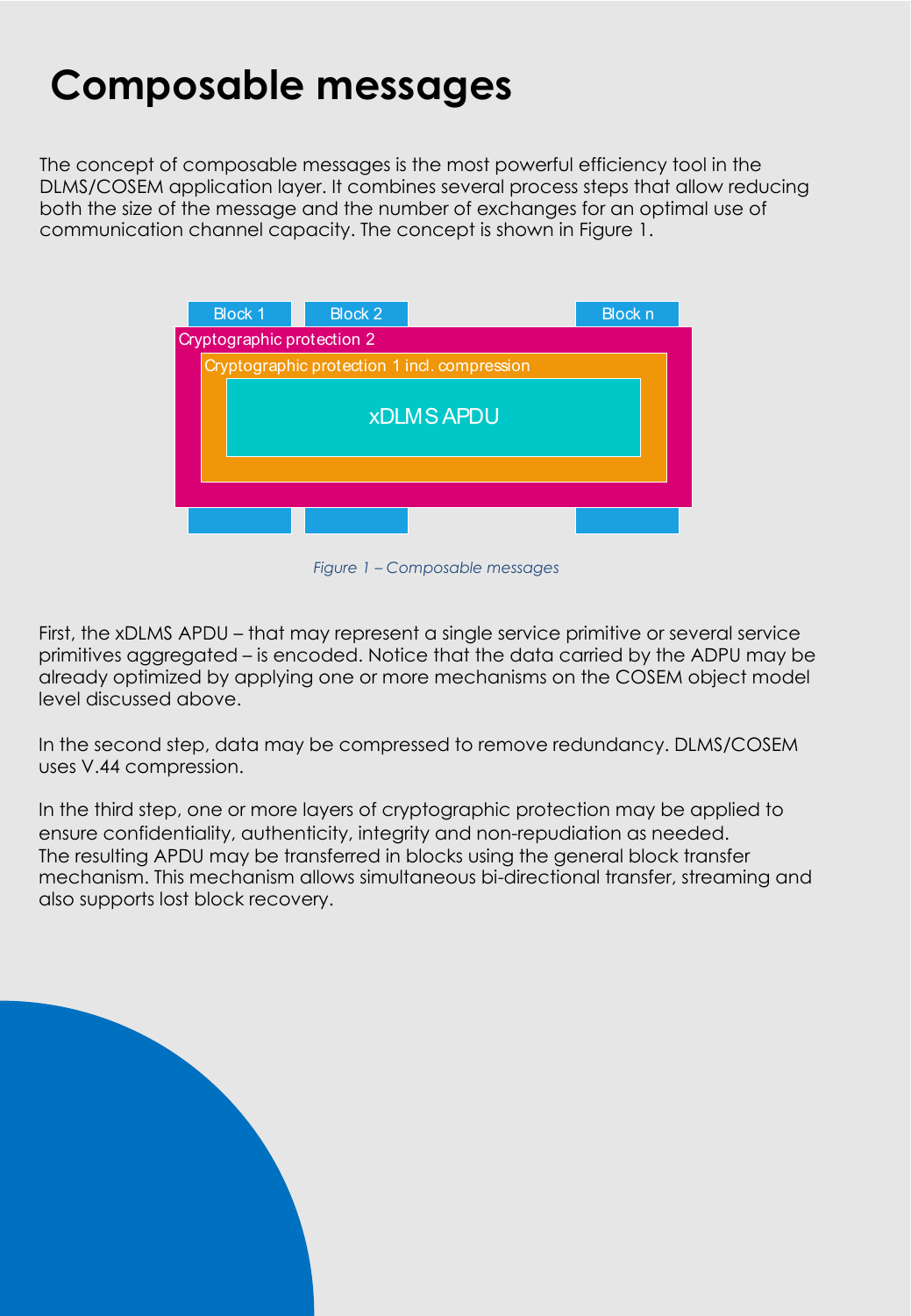# Composable messages

The concept of composable messages is the most powerful efficiency tool in the DLMS/COSEM application layer. It combines several process steps that allow reducing both the size of the message and the number of exchanges for an optimal use of communication channel capacity. The concept is shown in Figure 1.

*Figure 1 – Composable messages*

First, the xDLMS APDU – that may represent a single service primitive or several service primitives aggregated – is encoded. Notice that the data carried by the ADPU may be already optimized by applying one or more mechanisms on the COSEM object model level discussed above.

In the second step, data may be compressed to remove redundancy. DLMS/COSEM uses V.44 compression.

In the third step, one or more layers of cryptographic protection may be applied to ensure confidentiality, authenticity, integrity and non-repudiation as needed.
The resulting APDU may be transferred in blocks using the general block transfer mechanism. This mechanism allows simultaneous bi-directional transfer, streaming and also supports lost block recovery.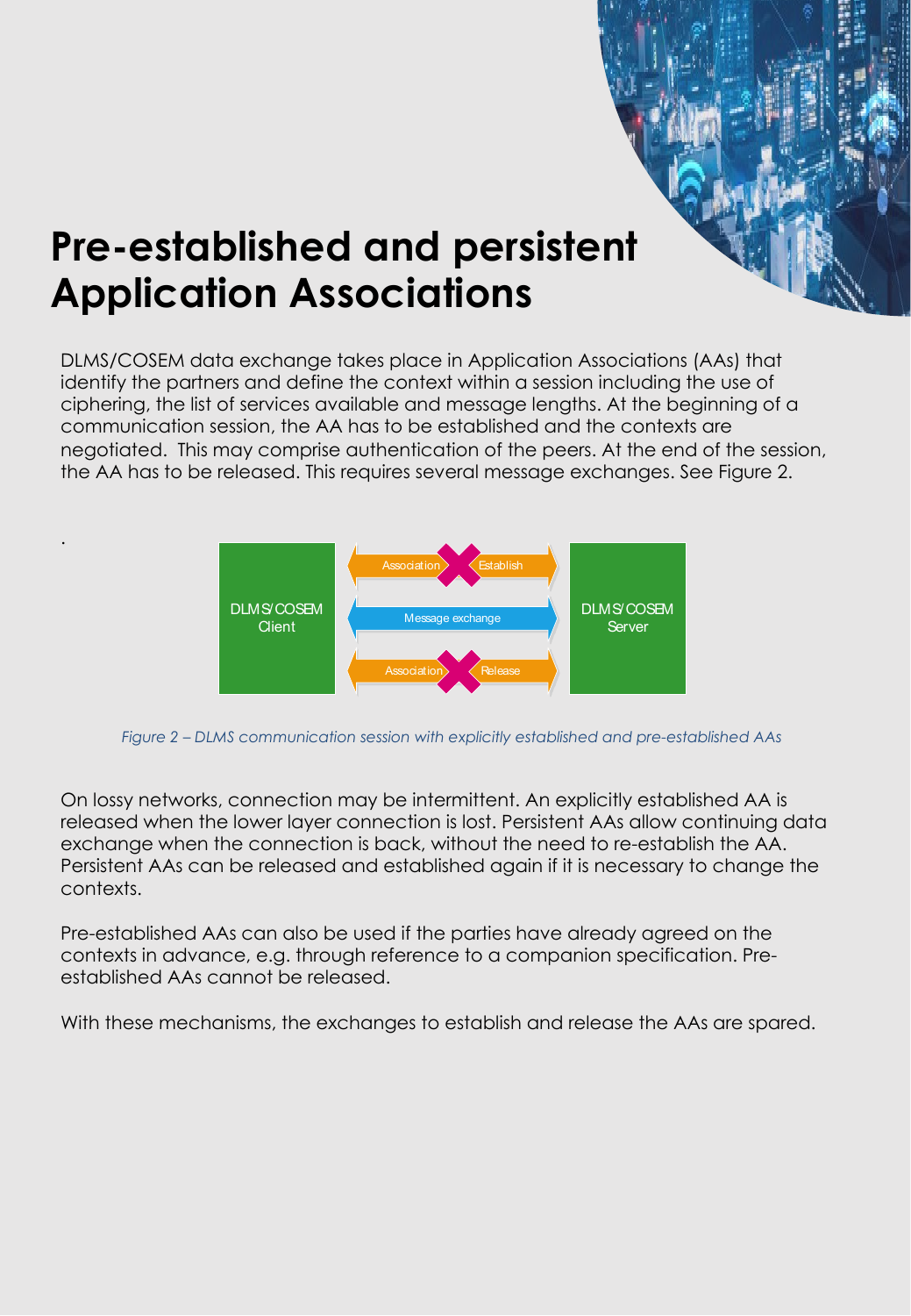# Pre-established and persistent Application Associations

DLMS/COSEM data exchange takes place in Application Associations (AAs) that identify the partners and define the context within a session including the use of ciphering, the list of services available and message lengths. At the beginning of a communication session, the AA has to be established and the contexts are negotiated. This may comprise authentication of the peers. At the end of the session, the AA has to be released. This requires several message exchanges. See Figure 2.

DLMS/COSEM Client | Association Establish | Message exchange | Association Release | DLMS/COSEM Server

*Figure 2 – DLMS communication session with explicitly established and pre-established AAs*

On lossy networks, connection may be intermittent. An explicitly established AA is released when the lower layer connection is lost. Persistent AAs allow continuing data exchange when the connection is back, without the need to re-establish the AA. Persistent AAs can be released and established again if it is necessary to change the contexts.

Pre-established AAs can also be used if the parties have already agreed on the contexts in advance, e.g. through reference to a companion specification. Pre-established AAs cannot be released.

With these mechanisms, the exchanges to establish and release the AAs are spared.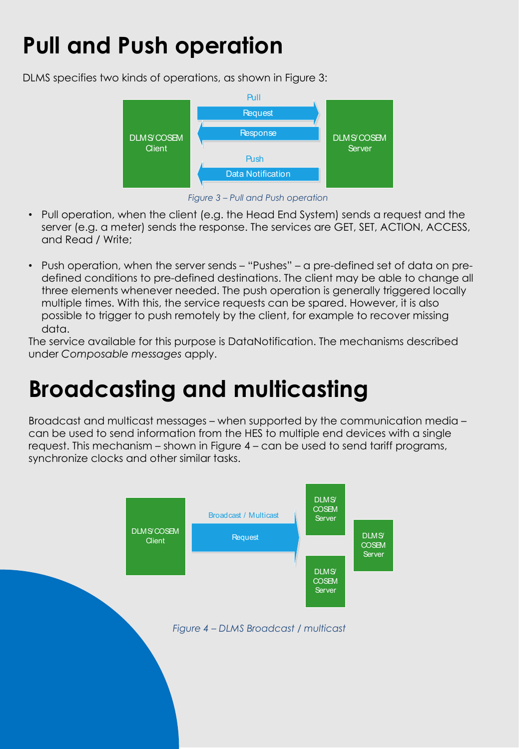# Pull and Push operation

DLMS specifies two kinds of operations, as shown in Figure 3:

*Figure 3 – Pull and Push operation*

- Pull operation, when the client (e.g. the Head End System) sends a request and the server (e.g. a meter) sends the response. The services are GET, SET, ACTION, ACCESS, and Read / Write;
- Push operation, when the server sends – "Pushes" – a pre-defined set of data on pre-defined conditions to pre-defined destinations. The client may be able to change all three elements whenever needed. The push operation is generally triggered locally multiple times. With this, the service requests can be spared. However, it is also possible to trigger to push remotely by the client, for example to recover missing data.

The service available for this purpose is DataNotification. The mechanisms described under *Composable messages* apply.

# Broadcasting and multicasting

Broadcast and multicast messages – when supported by the communication media – can be used to send information from the HES to multiple end devices with a single request. This mechanism – shown in Figure 4 – can be used to send tariff programs, synchronize clocks and other similar tasks.

*Figure 4 – DLMS Broadcast / multicast*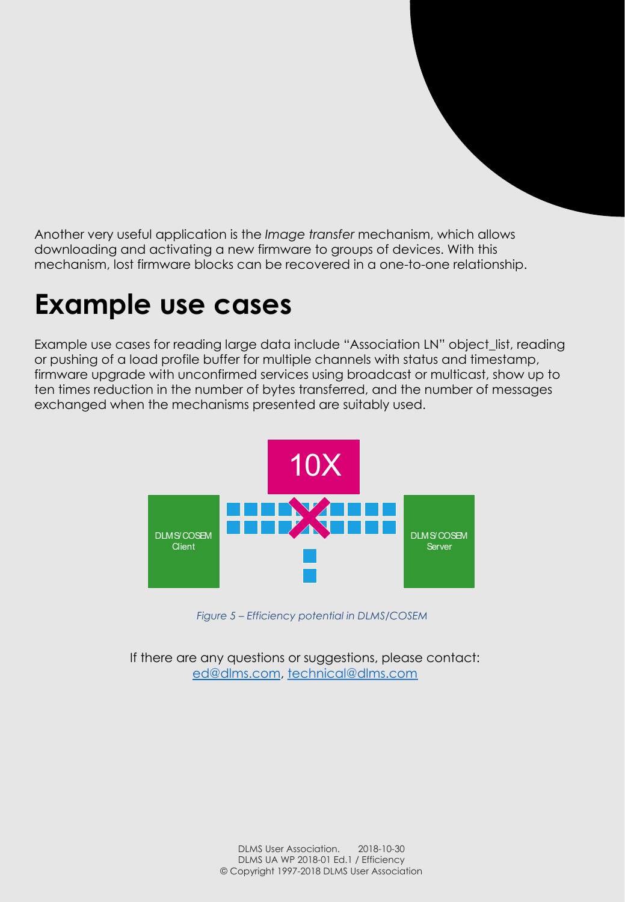Another very useful application is the *Image transfer* mechanism, which allows downloading and activating a new firmware to groups of devices. With this mechanism, lost firmware blocks can be recovered in a one-to-one relationship.

# Example use cases

Example use cases for reading large data include "Association LN" object_list, reading or pushing of a load profile buffer for multiple channels with status and timestamp, firmware upgrade with unconfirmed services using broadcast or multicast, show up to ten times reduction in the number of bytes transferred, and the number of messages exchanged when the mechanisms presented are suitably used.

10X

DLMS/COSEM Client

DLMS/COSEM Server

*Figure 5 – Efficiency potential in DLMS/COSEM*

If there are any questions or suggestions, please contact:
ed@dlms.com, technical@dlms.com

DLMS User Association. 2018-10-30
DLMS UA WP 2018-01 Ed.1 / Efficiency
© Copyright 1997-2018 DLMS User Association